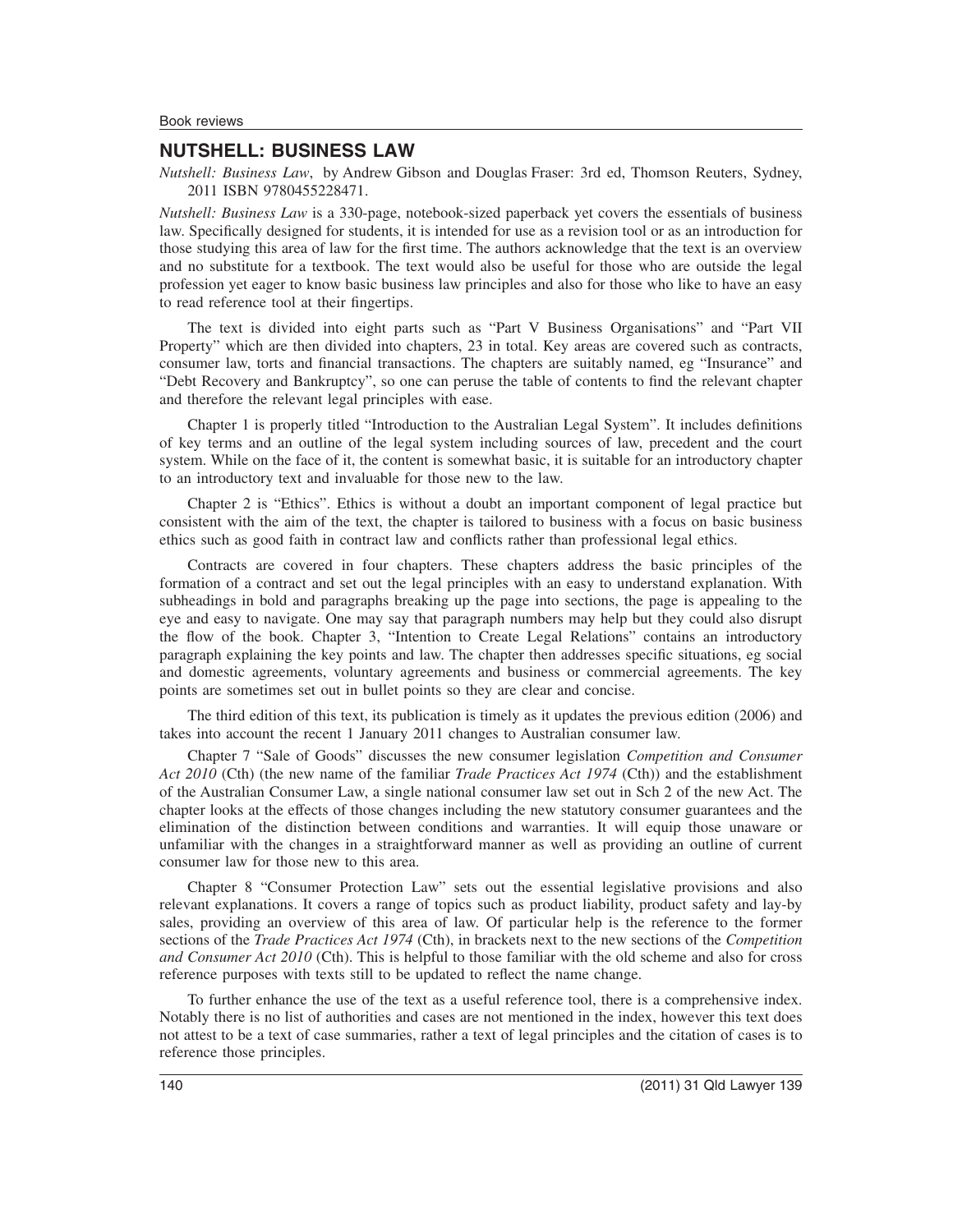## NUTSHELL: BUSINESS LAW

*Nutshell: Business Law*, by Andrew Gibson and Douglas Fraser: 3rd ed, Thomson Reuters, Sydney, 2011 ISBN 9780455228471.

*Nutshell: Business Law* is a 330-page, notebook-sized paperback yet covers the essentials of business law. Specifically designed for students, it is intended for use as a revision tool or as an introduction for those studying this area of law for the first time. The authors acknowledge that the text is an overview and no substitute for a textbook. The text would also be useful for those who are outside the legal profession yet eager to know basic business law principles and also for those who like to have an easy to read reference tool at their fingertips.

The text is divided into eight parts such as "Part V Business Organisations" and "Part VII Property" which are then divided into chapters, 23 in total. Key areas are covered such as contracts, consumer law, torts and financial transactions. The chapters are suitably named, eg "Insurance" and "Debt Recovery and Bankruptcy", so one can peruse the table of contents to find the relevant chapter and therefore the relevant legal principles with ease.

Chapter 1 is properly titled "Introduction to the Australian Legal System". It includes definitions of key terms and an outline of the legal system including sources of law, precedent and the court system. While on the face of it, the content is somewhat basic, it is suitable for an introductory chapter to an introductory text and invaluable for those new to the law.

Chapter 2 is "Ethics". Ethics is without a doubt an important component of legal practice but consistent with the aim of the text, the chapter is tailored to business with a focus on basic business ethics such as good faith in contract law and conflicts rather than professional legal ethics.

Contracts are covered in four chapters. These chapters address the basic principles of the formation of a contract and set out the legal principles with an easy to understand explanation. With subheadings in bold and paragraphs breaking up the page into sections, the page is appealing to the eye and easy to navigate. One may say that paragraph numbers may help but they could also disrupt the flow of the book. Chapter 3, "Intention to Create Legal Relations" contains an introductory paragraph explaining the key points and law. The chapter then addresses specific situations, eg social and domestic agreements, voluntary agreements and business or commercial agreements. The key points are sometimes set out in bullet points so they are clear and concise.

The third edition of this text, its publication is timely as it updates the previous edition (2006) and takes into account the recent 1 January 2011 changes to Australian consumer law.

Chapter 7 "Sale of Goods" discusses the new consumer legislation *Competition and Consumer Act 2010* (Cth) (the new name of the familiar *Trade Practices Act 1974* (Cth)) and the establishment of the Australian Consumer Law, a single national consumer law set out in Sch 2 of the new Act. The chapter looks at the effects of those changes including the new statutory consumer guarantees and the elimination of the distinction between conditions and warranties. It will equip those unaware or unfamiliar with the changes in a straightforward manner as well as providing an outline of current consumer law for those new to this area.

Chapter 8 "Consumer Protection Law" sets out the essential legislative provisions and also relevant explanations. It covers a range of topics such as product liability, product safety and lay-by sales, providing an overview of this area of law. Of particular help is the reference to the former sections of the *Trade Practices Act 1974* (Cth), in brackets next to the new sections of the *Competition and Consumer Act 2010* (Cth). This is helpful to those familiar with the old scheme and also for cross reference purposes with texts still to be updated to reflect the name change.

To further enhance the use of the text as a useful reference tool, there is a comprehensive index. Notably there is no list of authorities and cases are not mentioned in the index, however this text does not attest to be a text of case summaries, rather a text of legal principles and the citation of cases is to reference those principles.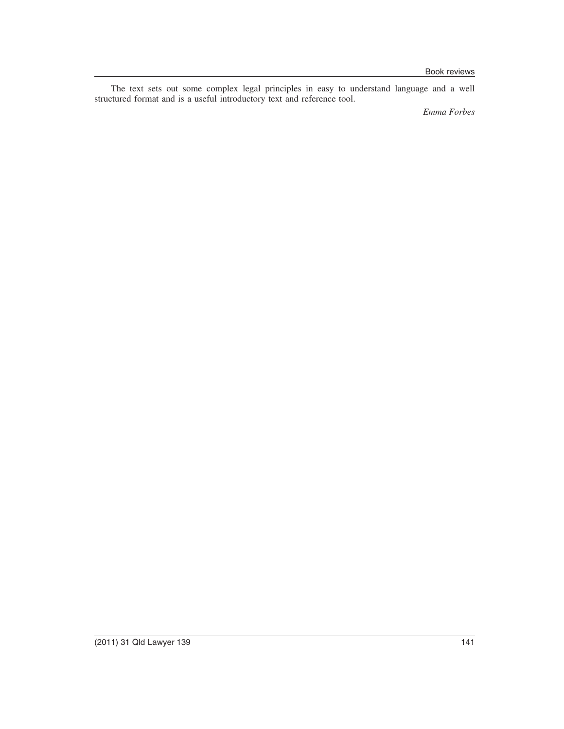The text sets out some complex legal principles in easy to understand language and a well structured format and is a useful introductory text and reference tool.

*Emma Forbes*